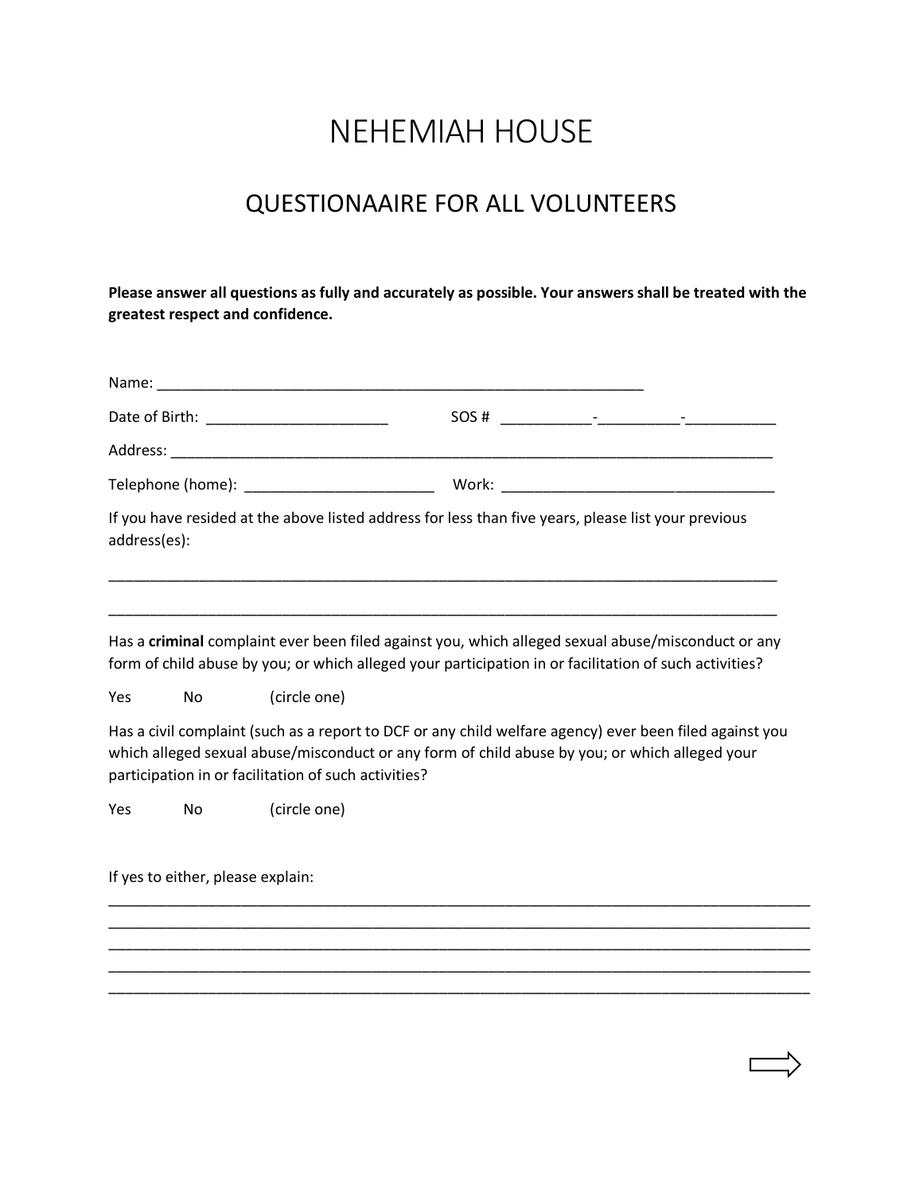# NEHEMIAH HOUSE

## QUESTIONAAIRE FOR ALL VOLUNTEERS

**Please answer all questions as fully and accurately as possible. Your answers shall be treated with the greatest respect and confidence.**

Name: ____________________________________________________________

Date of Birth: ______________________ SOS # ___________-__________-___________

Address: ____________________________________________________________________________

Telephone (home): _______________________ Work: _________________________________

If you have resided at the above listed address for less than five years, please list your previous address(es):

____________________________________________________________________________________

____________________________________________________________________________________

Has a **criminal** complaint ever been filed against you, which alleged sexual abuse/misconduct or any form of child abuse by you; or which alleged your participation in or facilitation of such activities?

Yes No (circle one)

Has a civil complaint (such as a report to DCF or any child welfare agency) ever been filed against you which alleged sexual abuse/misconduct or any form of child abuse by you; or which alleged your participation in or facilitation of such activities?

Yes No (circle one)

If yes to either, please explain:

____________________________________________________________________________________
____________________________________________________________________________________
____________________________________________________________________________________
____________________________________________________________________________________
____________________________________________________________________________________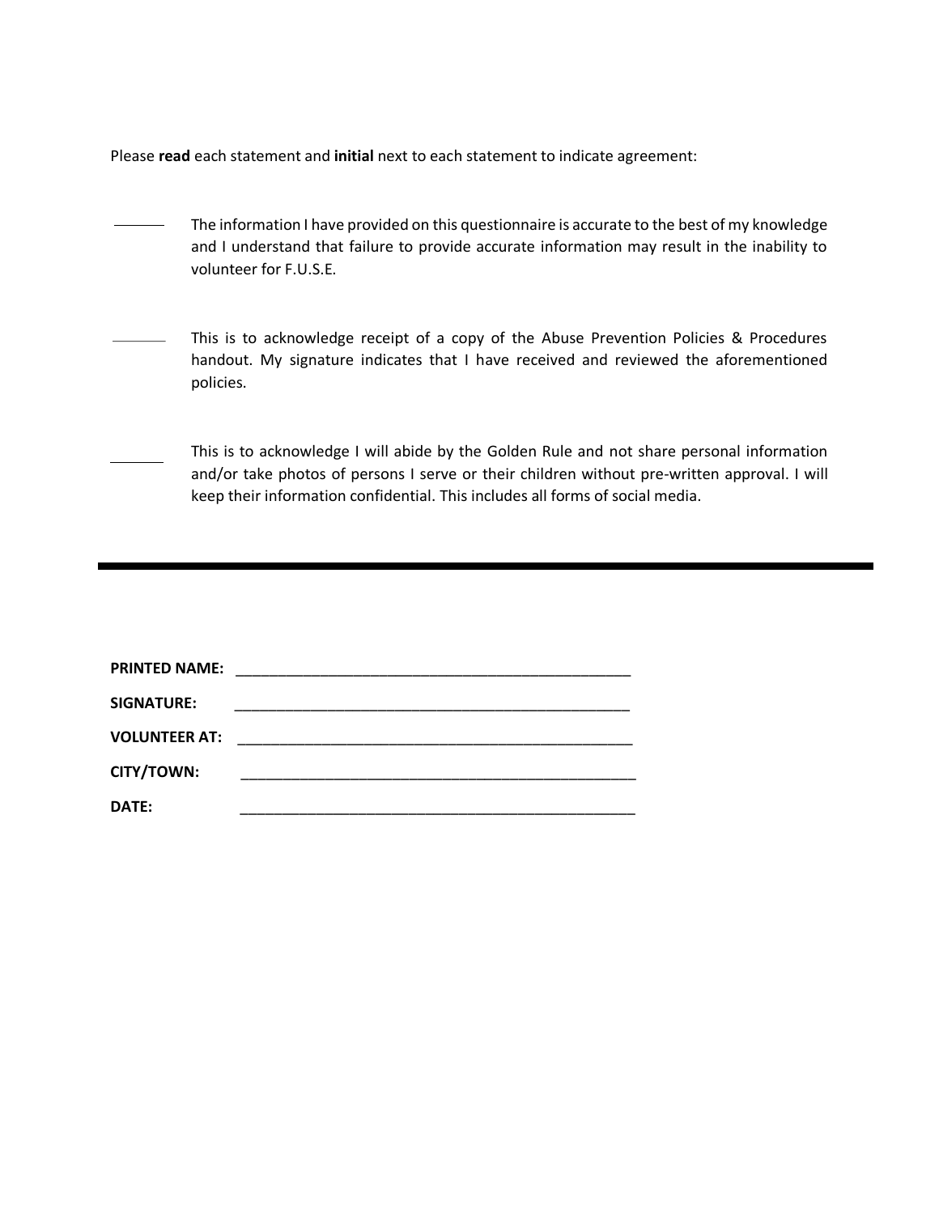Please **read** each statement and **initial** next to each statement to indicate agreement:

_______ The information I have provided on this questionnaire is accurate to the best of my knowledge and I understand that failure to provide accurate information may result in the inability to volunteer for F.U.S.E.

_______ This is to acknowledge receipt of a copy of the Abuse Prevention Policies & Procedures handout. My signature indicates that I have received and reviewed the aforementioned policies.

_______ This is to acknowledge I will abide by the Golden Rule and not share personal information and/or take photos of persons I serve or their children without pre-written approval. I will keep their information confidential. This includes all forms of social media.

---

**PRINTED NAME:** _________________________________________________

**SIGNATURE:** _________________________________________________

**VOLUNTEER AT:** _________________________________________________

**CITY/TOWN:** _________________________________________________

**DATE:** _________________________________________________